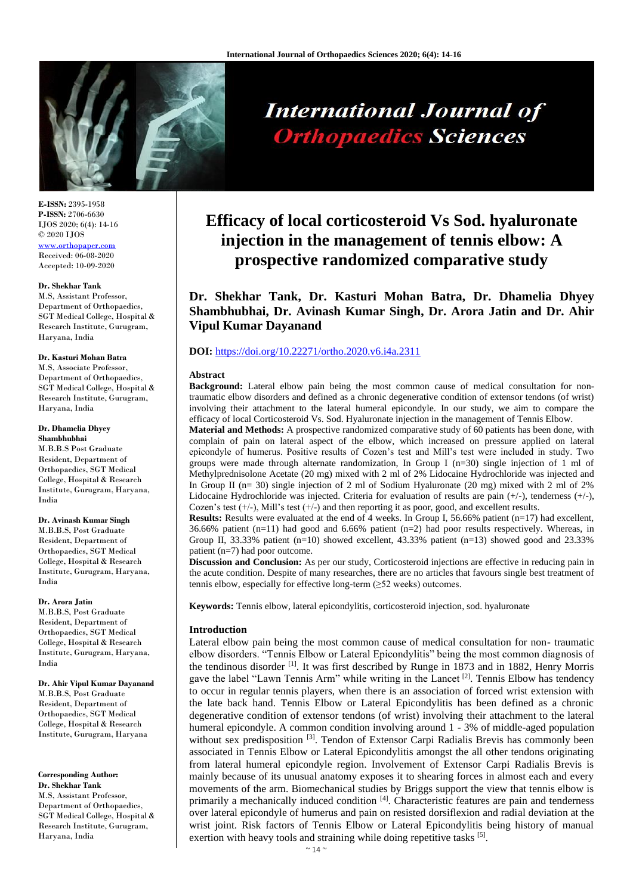# Efficacy of local corticosteroid Vs Sod. hyaluronate injection in the management of tennis elbow: A prospective randomized comparative study

**Dr. Shekhar Tank, Dr. Kasturi Mohan Batra, Dr. Dhamelia Dhyey Shambhubhai, Dr. Avinash Kumar Singh, Dr. Arora Jatin and Dr. Ahir Vipul Kumar Dayanand**

**DOI:** https://doi.org/10.22271/ortho.2020.v6.i4a.2311

**E-ISSN:** 2395-1958
**P-ISSN:** 2706-6630
IJOS 2020; 6(4): 14-16
© 2020 IJOS
www.orthopaper.com
Received: 06-08-2020
Accepted: 10-09-2020

**Dr. Shekhar Tank**
M.S, Assistant Professor, Department of Orthopaedics, SGT Medical College, Hospital & Research Institute, Gurugram, Haryana, India

**Dr. Kasturi Mohan Batra**
M.S, Associate Professor, Department of Orthopaedics, SGT Medical College, Hospital & Research Institute, Gurugram, Haryana, India

**Dr. Dhamelia Dhyey Shambhubhai**
M.B.B.S Post Graduate Resident, Department of Orthopaedics, SGT Medical College, Hospital & Research Institute, Gurugram, Haryana, India

**Dr. Avinash Kumar Singh**
M.B.B.S, Post Graduate Resident, Department of Orthopaedics, SGT Medical College, Hospital & Research Institute, Gurugram, Haryana, India

**Dr. Arora Jatin**
M.B.B.S, Post Graduate Resident, Department of Orthopaedics, SGT Medical College, Hospital & Research Institute, Gurugram, Haryana, India

**Dr. Ahir Vipul Kumar Dayanand**
M.B.B.S, Post Graduate Resident, Department of Orthopaedics, SGT Medical College, Hospital & Research Institute, Gurugram, Haryana

**Corresponding Author:**
**Dr. Shekhar Tank**
M.S, Assistant Professor, Department of Orthopaedics, SGT Medical College, Hospital & Research Institute, Gurugram, Haryana, India

## Abstract

**Background:** Lateral elbow pain being the most common cause of medical consultation for non-traumatic elbow disorders and defined as a chronic degenerative condition of extensor tendons (of wrist) involving their attachment to the lateral humeral epicondyle. In our study, we aim to compare the efficacy of local Corticosteroid Vs. Sod. Hyaluronate injection in the management of Tennis Elbow.

**Material and Methods:** A prospective randomized comparative study of 60 patients has been done, with complain of pain on lateral aspect of the elbow, which increased on pressure applied on lateral epicondyle of humerus. Positive results of Cozen's test and Mill's test were included in study. Two groups were made through alternate randomization, In Group I (n=30) single injection of 1 ml of Methylprednisolone Acetate (20 mg) mixed with 2 ml of 2% Lidocaine Hydrochloride was injected and In Group II (n= 30) single injection of 2 ml of Sodium Hyaluronate (20 mg) mixed with 2 ml of 2% Lidocaine Hydrochloride was injected. Criteria for evaluation of results are pain (+/-), tenderness (+/-), Cozen's test (+/-), Mill's test (+/-) and then reporting it as poor, good, and excellent results.

**Results:** Results were evaluated at the end of 4 weeks. In Group I, 56.66% patient (n=17) had excellent, 36.66% patient (n=11) had good and 6.66% patient (n=2) had poor results respectively. Whereas, in Group II, 33.33% patient (n=10) showed excellent, 43.33% patient (n=13) showed good and 23.33% patient (n=7) had poor outcome.

**Discussion and Conclusion:** As per our study, Corticosteroid injections are effective in reducing pain in the acute condition. Despite of many researches, there are no articles that favours single best treatment of tennis elbow, especially for effective long-term (≥52 weeks) outcomes.

**Keywords:** Tennis elbow, lateral epicondylitis, corticosteroid injection, sod. hyaluronate

## Introduction

Lateral elbow pain being the most common cause of medical consultation for non- traumatic elbow disorders. "Tennis Elbow or Lateral Epicondylitis" being the most common diagnosis of the tendinous disorder [1]. It was first described by Runge in 1873 and in 1882, Henry Morris gave the label "Lawn Tennis Arm" while writing in the Lancet [2]. Tennis Elbow has tendency to occur in regular tennis players, when there is an association of forced wrist extension with the late back hand. Tennis Elbow or Lateral Epicondylitis has been defined as a chronic degenerative condition of extensor tendons (of wrist) involving their attachment to the lateral humeral epicondyle. A common condition involving around 1 - 3% of middle-aged population without sex predisposition [3]. Tendon of Extensor Carpi Radialis Brevis has commonly been associated in Tennis Elbow or Lateral Epicondylitis amongst the all other tendons originating from lateral humeral epicondyle region. Involvement of Extensor Carpi Radialis Brevis is mainly because of its unusual anatomy exposes it to shearing forces in almost each and every movements of the arm. Biomechanical studies by Briggs support the view that tennis elbow is primarily a mechanically induced condition [4]. Characteristic features are pain and tenderness over lateral epicondyle of humerus and pain on resisted dorsiflexion and radial deviation at the wrist joint. Risk factors of Tennis Elbow or Lateral Epicondylitis being history of manual exertion with heavy tools and straining while doing repetitive tasks [5].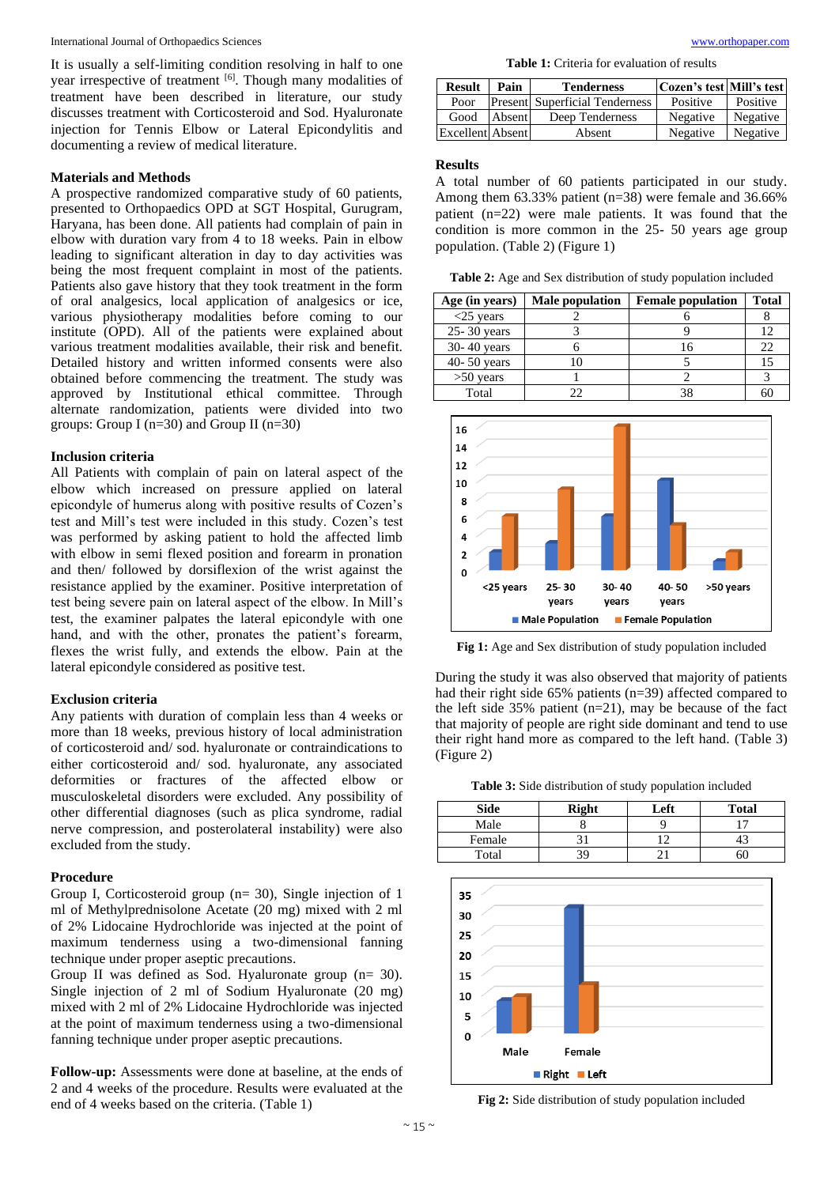It is usually a self-limiting condition resolving in half to one year irrespective of treatment [6]. Though many modalities of treatment have been described in literature, our study discusses treatment with Corticosteroid and Sod. Hyaluronate injection for Tennis Elbow or Lateral Epicondylitis and documenting a review of medical literature.

## Materials and Methods

A prospective randomized comparative study of 60 patients, presented to Orthopaedics OPD at SGT Hospital, Gurugram, Haryana, has been done. All patients had complain of pain in elbow with duration vary from 4 to 18 weeks. Pain in elbow leading to significant alteration in day to day activities was being the most frequent complaint in most of the patients. Patients also gave history that they took treatment in the form of oral analgesics, local application of analgesics or ice, various physiotherapy modalities before coming to our institute (OPD). All of the patients were explained about various treatment modalities available, their risk and benefit. Detailed history and written informed consents were also obtained before commencing the treatment. The study was approved by Institutional ethical committee. Through alternate randomization, patients were divided into two groups: Group I (n=30) and Group II (n=30)

### Inclusion criteria

All Patients with complain of pain on lateral aspect of the elbow which increased on pressure applied on lateral epicondyle of humerus along with positive results of Cozen's test and Mill's test were included in this study. Cozen's test was performed by asking patient to hold the affected limb with elbow in semi flexed position and forearm in pronation and then/ followed by dorsiflexion of the wrist against the resistance applied by the examiner. Positive interpretation of test being severe pain on lateral aspect of the elbow. In Mill's test, the examiner palpates the lateral epicondyle with one hand, and with the other, pronates the patient's forearm, flexes the wrist fully, and extends the elbow. Pain at the lateral epicondyle considered as positive test.

### Exclusion criteria

Any patients with duration of complain less than 4 weeks or more than 18 weeks, previous history of local administration of corticosteroid and/ sod. hyaluronate or contraindications to either corticosteroid and/ sod. hyaluronate, any associated deformities or fractures of the affected elbow or musculoskeletal disorders were excluded. Any possibility of other differential diagnoses (such as plica syndrome, radial nerve compression, and posterolateral instability) were also excluded from the study.

### Procedure

Group I, Corticosteroid group (n= 30), Single injection of 1 ml of Methylprednisolone Acetate (20 mg) mixed with 2 ml of 2% Lidocaine Hydrochloride was injected at the point of maximum tenderness using a two-dimensional fanning technique under proper aseptic precautions.

Group II was defined as Sod. Hyaluronate group (n= 30). Single injection of 2 ml of Sodium Hyaluronate (20 mg) mixed with 2 ml of 2% Lidocaine Hydrochloride was injected at the point of maximum tenderness using a two-dimensional fanning technique under proper aseptic precautions.

**Follow-up:** Assessments were done at baseline, at the ends of 2 and 4 weeks of the procedure. Results were evaluated at the end of 4 weeks based on the criteria. (Table 1)

**Table 1:** Criteria for evaluation of results

| Result | Pain | Tenderness | Cozen's test | Mill's test |
|---|---|---|---|---|
| Poor | Present | Superficial Tenderness | Positive | Positive |
| Good | Absent | Deep Tenderness | Negative | Negative |
| Excellent | Absent | Absent | Negative | Negative |

## Results

A total number of 60 patients participated in our study. Among them 63.33% patient (n=38) were female and 36.66% patient (n=22) were male patients. It was found that the condition is more common in the 25- 50 years age group population. (Table 2) (Figure 1)

**Table 2:** Age and Sex distribution of study population included

| Age (in years) | Male population | Female population | Total |
|---|---|---|---|
| <25 years | 2 | 6 | 8 |
| 25- 30 years | 3 | 9 | 12 |
| 30- 40 years | 6 | 16 | 22 |
| 40- 50 years | 10 | 5 | 15 |
| >50 years | 1 | 2 | 3 |
| Total | 22 | 38 | 60 |

**Fig 1:** Age and Sex distribution of study population included

During the study it was also observed that majority of patients had their right side 65% patients (n=39) affected compared to the left side 35% patient (n=21), may be because of the fact that majority of people are right side dominant and tend to use their right hand more as compared to the left hand. (Table 3) (Figure 2)

**Table 3:** Side distribution of study population included

| Side | Right | Left | Total |
|---|---|---|---|
| Male | 8 | 9 | 17 |
| Female | 31 | 12 | 43 |
| Total | 39 | 21 | 60 |

**Fig 2:** Side distribution of study population included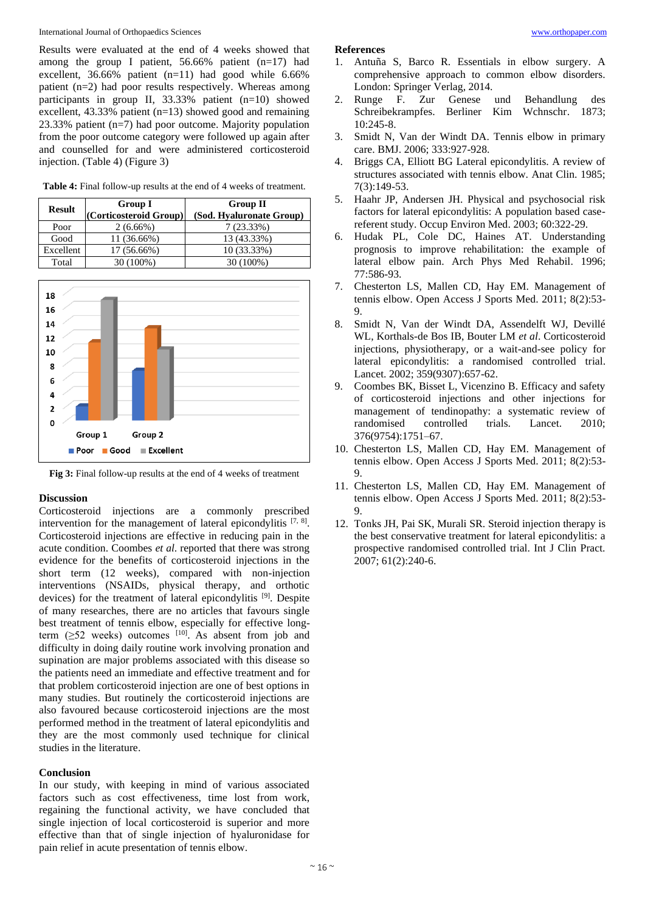Results were evaluated at the end of 4 weeks showed that among the group I patient, 56.66% patient (n=17) had excellent, 36.66% patient (n=11) had good while 6.66% patient (n=2) had poor results respectively. Whereas among participants in group II, 33.33% patient (n=10) showed excellent, 43.33% patient (n=13) showed good and remaining 23.33% patient (n=7) had poor outcome. Majority population from the poor outcome category were followed up again after and counselled for and were administered corticosteroid injection. (Table 4) (Figure 3)

**Table 4:** Final follow-up results at the end of 4 weeks of treatment.

| Result | Group I (Corticosteroid Group) | Group II (Sod. Hyaluronate Group) |
|---|---|---|
| Poor | 2 (6.66%) | 7 (23.33%) |
| Good | 11 (36.66%) | 13 (43.33%) |
| Excellent | 17 (56.66%) | 10 (33.33%) |
| Total | 30 (100%) | 30 (100%) |

18
16
14
12
10
8
6
4
2
0

Group 1 Group 2

Poor Good Excellent

**Fig 3:** Final follow-up results at the end of 4 weeks of treatment

## Discussion

Corticosteroid injections are a commonly prescribed intervention for the management of lateral epicondylitis [7, 8]. Corticosteroid injections are effective in reducing pain in the acute condition. Coombes *et al*. reported that there was strong evidence for the benefits of corticosteroid injections in the short term (12 weeks), compared with non-injection interventions (NSAIDs, physical therapy, and orthotic devices) for the treatment of lateral epicondylitis [9]. Despite of many researches, there are no articles that favours single best treatment of tennis elbow, especially for effective long-term (≥52 weeks) outcomes [10]. As absent from job and difficulty in doing daily routine work involving pronation and supination are major problems associated with this disease so the patients need an immediate and effective treatment and for that problem corticosteroid injection are one of best options in many studies. But routinely the corticosteroid injections are also favoured because corticosteroid injections are the most performed method in the treatment of lateral epicondylitis and they are the most commonly used technique for clinical studies in the literature.

## Conclusion

In our study, with keeping in mind of various associated factors such as cost effectiveness, time lost from work, regaining the functional activity, we have concluded that single injection of local corticosteroid is superior and more effective than that of single injection of hyaluronidase for pain relief in acute presentation of tennis elbow.

## References

1. Antuña S, Barco R. Essentials in elbow surgery. A comprehensive approach to common elbow disorders. London: Springer Verlag, 2014.
2. Runge F. Zur Genese und Behandlung des Schreibekrampfes. Berliner Kim Wchnschr. 1873; 10:245-8.
3. Smidt N, Van der Windt DA. Tennis elbow in primary care. BMJ. 2006; 333:927-928.
4. Briggs CA, Elliott BG Lateral epicondylitis. A review of structures associated with tennis elbow. Anat Clin. 1985; 7(3):149-53.
5. Haahr JP, Andersen JH. Physical and psychosocial risk factors for lateral epicondylitis: A population based case-referent study. Occup Environ Med. 2003; 60:322-29.
6. Hudak PL, Cole DC, Haines AT. Understanding prognosis to improve rehabilitation: the example of lateral elbow pain. Arch Phys Med Rehabil. 1996; 77:586-93.
7. Chesterton LS, Mallen CD, Hay EM. Management of tennis elbow. Open Access J Sports Med. 2011; 8(2):53-9.
8. Smidt N, Van der Windt DA, Assendelft WJ, Devillé WL, Korthals-de Bos IB, Bouter LM *et al*. Corticosteroid injections, physiotherapy, or a wait-and-see policy for lateral epicondylitis: a randomised controlled trial. Lancet. 2002; 359(9307):657-62.
9. Coombes BK, Bisset L, Vicenzino B. Efficacy and safety of corticosteroid injections and other injections for management of tendinopathy: a systematic review of randomised controlled trials. Lancet. 2010; 376(9754):1751–67.
10. Chesterton LS, Mallen CD, Hay EM. Management of tennis elbow. Open Access J Sports Med. 2011; 8(2):53-9.
11. Chesterton LS, Mallen CD, Hay EM. Management of tennis elbow. Open Access J Sports Med. 2011; 8(2):53-9.
12. Tonks JH, Pai SK, Murali SR. Steroid injection therapy is the best conservative treatment for lateral epicondylitis: a prospective randomised controlled trial. Int J Clin Pract. 2007; 61(2):240-6.